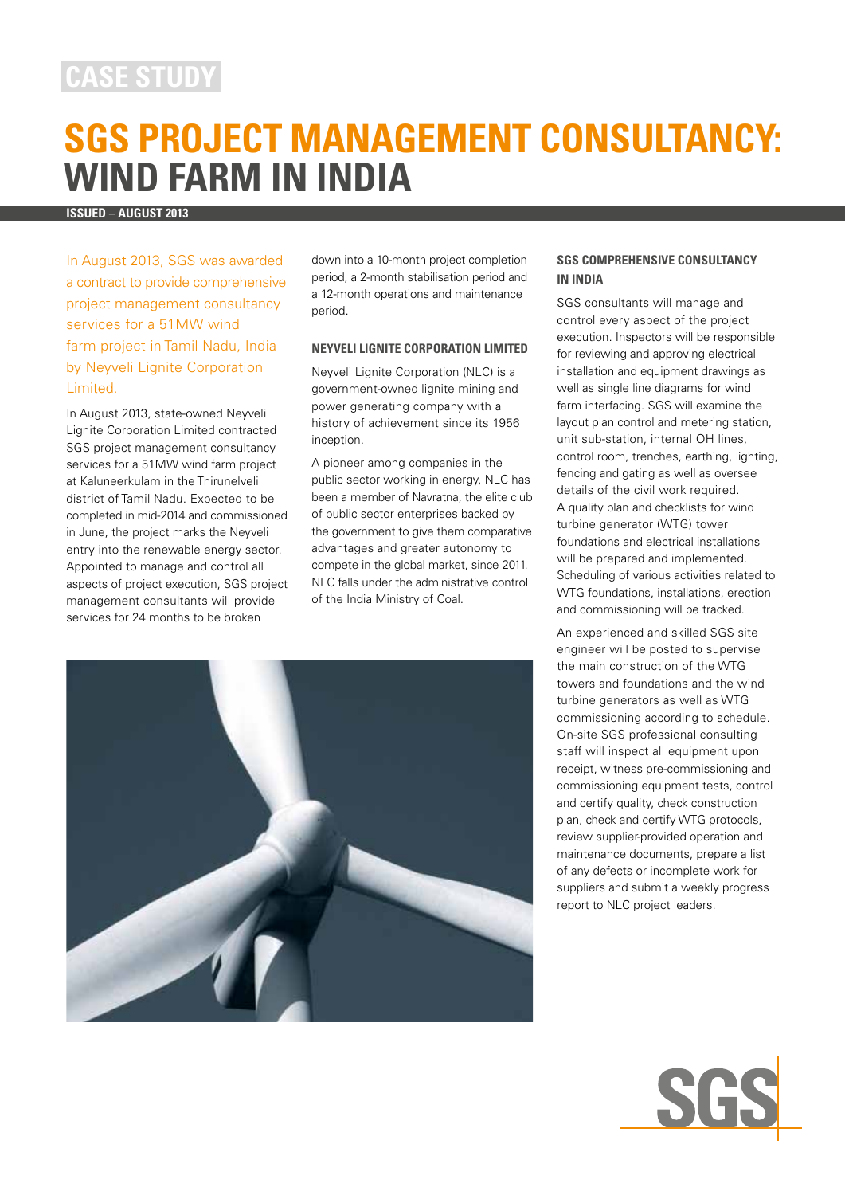CASE STUDY

# SGS PROJECT MANAGEMENT CONSULTANCY: WIND FARM IN INDIA

**ISSUED – AUGUST 2013**

In August 2013, SGS was awarded a contract to provide comprehensive project management consultancy services for a 51MW wind farm project in Tamil Nadu, India by Neyveli Lignite Corporation Limited.

In August 2013, state-owned Neyveli Lignite Corporation Limited contracted SGS project management consultancy services for a 51MW wind farm project at Kaluneerkulam in the Thirunelveli district of Tamil Nadu. Expected to be completed in mid-2014 and commissioned in June, the project marks the Neyveli entry into the renewable energy sector. Appointed to manage and control all aspects of project execution, SGS project management consultants will provide services for 24 months to be broken down into a 10-month project completion period, a 2-month stabilisation period and a 12-month operations and maintenance period.

## NEYVELI LIGNITE CORPORATION LIMITED

Neyveli Lignite Corporation (NLC) is a government-owned lignite mining and power generating company with a history of achievement since its 1956 inception.

A pioneer among companies in the public sector working in energy, NLC has been a member of Navratna, the elite club of public sector enterprises backed by the government to give them comparative advantages and greater autonomy to compete in the global market, since 2011. NLC falls under the administrative control of the India Ministry of Coal.

## SGS COMPREHENSIVE CONSULTANCY IN INDIA

SGS consultants will manage and control every aspect of the project execution. Inspectors will be responsible for reviewing and approving electrical installation and equipment drawings as well as single line diagrams for wind farm interfacing. SGS will examine the layout plan control and metering station, unit sub-station, internal OH lines, control room, trenches, earthing, lighting, fencing and gating as well as oversee details of the civil work required. A quality plan and checklists for wind turbine generator (WTG) tower foundations and electrical installations will be prepared and implemented. Scheduling of various activities related to WTG foundations, installations, erection and commissioning will be tracked.

An experienced and skilled SGS site engineer will be posted to supervise the main construction of the WTG towers and foundations and the wind turbine generators as well as WTG commissioning according to schedule. On-site SGS professional consulting staff will inspect all equipment upon receipt, witness pre-commissioning and commissioning equipment tests, control and certify quality, check construction plan, check and certify WTG protocols, review supplier-provided operation and maintenance documents, prepare a list of any defects or incomplete work for suppliers and submit a weekly progress report to NLC project leaders.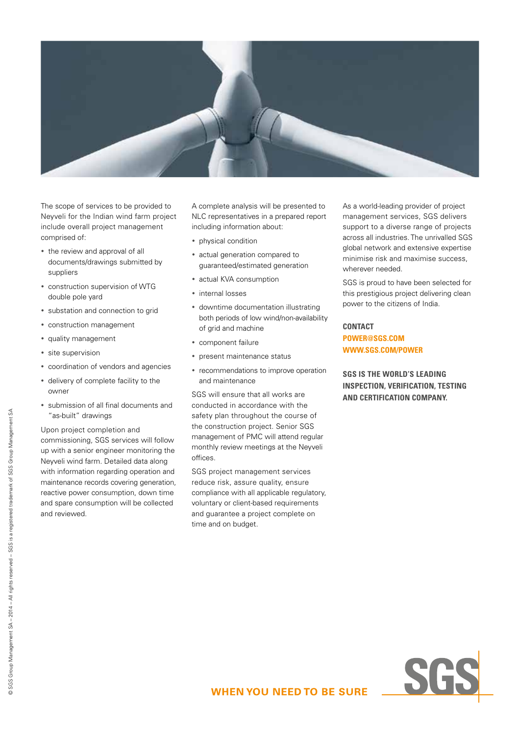The scope of services to be provided to Neyveli for the Indian wind farm project include overall project management comprised of:

- the review and approval of all documents/drawings submitted by suppliers
- construction supervision of WTG double pole yard
- substation and connection to grid
- construction management
- quality management
- site supervision
- coordination of vendors and agencies
- delivery of complete facility to the owner
- submission of all final documents and "as-built" drawings

Upon project completion and commissioning, SGS services will follow up with a senior engineer monitoring the Neyveli wind farm. Detailed data along with information regarding operation and maintenance records covering generation, reactive power consumption, down time and spare consumption will be collected and reviewed.

A complete analysis will be presented to NLC representatives in a prepared report including information about:

- physical condition
- actual generation compared to guaranteed/estimated generation
- actual KVA consumption
- internal losses
- downtime documentation illustrating both periods of low wind/non-availability of grid and machine
- component failure
- present maintenance status
- recommendations to improve operation and maintenance

SGS will ensure that all works are conducted in accordance with the safety plan throughout the course of the construction project. Senior SGS management of PMC will attend regular monthly review meetings at the Neyveli offices.

SGS project management services reduce risk, assure quality, ensure compliance with all applicable regulatory, voluntary or client-based requirements and guarantee a project complete on time and on budget.

As a world-leading provider of project management services, SGS delivers support to a diverse range of projects across all industries. The unrivalled SGS global network and extensive expertise minimise risk and maximise success, wherever needed.

SGS is proud to have been selected for this prestigious project delivering clean power to the citizens of India.

**CONTACT**
**POWER@SGS.COM**
**WWW.SGS.COM/POWER**

**SGS IS THE WORLD'S LEADING INSPECTION, VERIFICATION, TESTING AND CERTIFICATION COMPANY.**

© SGS Group Management SA – 2014 – All rights reserved – SGS is a registered trademark of SGS Group Management SA

**WHEN YOU NEED TO BE SURE**

SGS